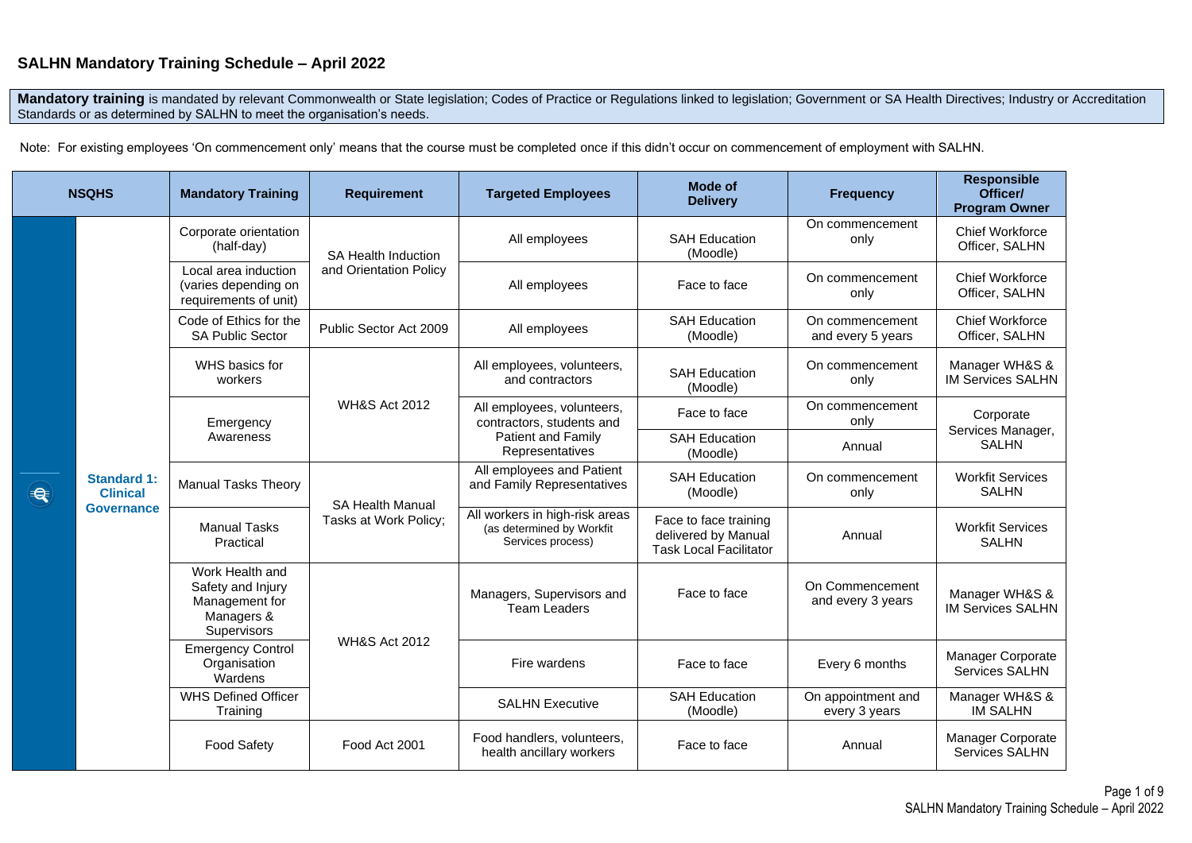# SALHN Mandatory Training Schedule – April 2022

**Mandatory training** is mandated by relevant Commonwealth or State legislation; Codes of Practice or Regulations linked to legislation; Government or SA Health Directives; Industry or Accreditation Standards or as determined by SALHN to meet the organisation's needs.

Note: For existing employees 'On commencement only' means that the course must be completed once if this didn't occur on commencement of employment with SALHN.

| NSQHS | Mandatory Training | Requirement | Targeted Employees | Mode of Delivery | Frequency | Responsible Officer/ Program Owner |
|---|---|---|---|---|---|---|
| **Standard 1: Clinical Governance** | Corporate orientation (half-day) | SA Health Induction and Orientation Policy | All employees | SAH Education (Moodle) | On commencement only | Chief Workforce Officer, SALHN |
| | Local area induction (varies depending on requirements of unit) | SA Health Induction and Orientation Policy | All employees | Face to face | On commencement only | Chief Workforce Officer, SALHN |
| | Code of Ethics for the SA Public Sector | Public Sector Act 2009 | All employees | SAH Education (Moodle) | On commencement and every 5 years | Chief Workforce Officer, SALHN |
| | WHS basics for workers | WH&S Act 2012 | All employees, volunteers, and contractors | SAH Education (Moodle) | On commencement only | Manager WH&S & IM Services SALHN |
| | Emergency Awareness | WH&S Act 2012 | All employees, volunteers, contractors, students and Patient and Family Representatives | Face to face | On commencement only | Corporate Services Manager, SALHN |
| | | | | SAH Education (Moodle) | Annual | |
| | Manual Tasks Theory | SA Health Manual Tasks at Work Policy; | All employees and Patient and Family Representatives | SAH Education (Moodle) | On commencement only | Workfit Services SALHN |
| | Manual Tasks Practical | SA Health Manual Tasks at Work Policy; | All workers in high-risk areas (as determined by Workfit Services process) | Face to face training delivered by Manual Task Local Facilitator | Annual | Workfit Services SALHN |
| | Work Health and Safety and Injury Management for Managers & Supervisors | WH&S Act 2012 | Managers, Supervisors and Team Leaders | Face to face | On Commencement and every 3 years | Manager WH&S & IM Services SALHN |
| | Emergency Control Organisation Wardens | WH&S Act 2012 | Fire wardens | Face to face | Every 6 months | Manager Corporate Services SALHN |
| | WHS Defined Officer Training | WH&S Act 2012 | SALHN Executive | SAH Education (Moodle) | On appointment and every 3 years | Manager WH&S & IM SALHN |
| | Food Safety | Food Act 2001 | Food handlers, volunteers, health ancillary workers | Face to face | Annual | Manager Corporate Services SALHN |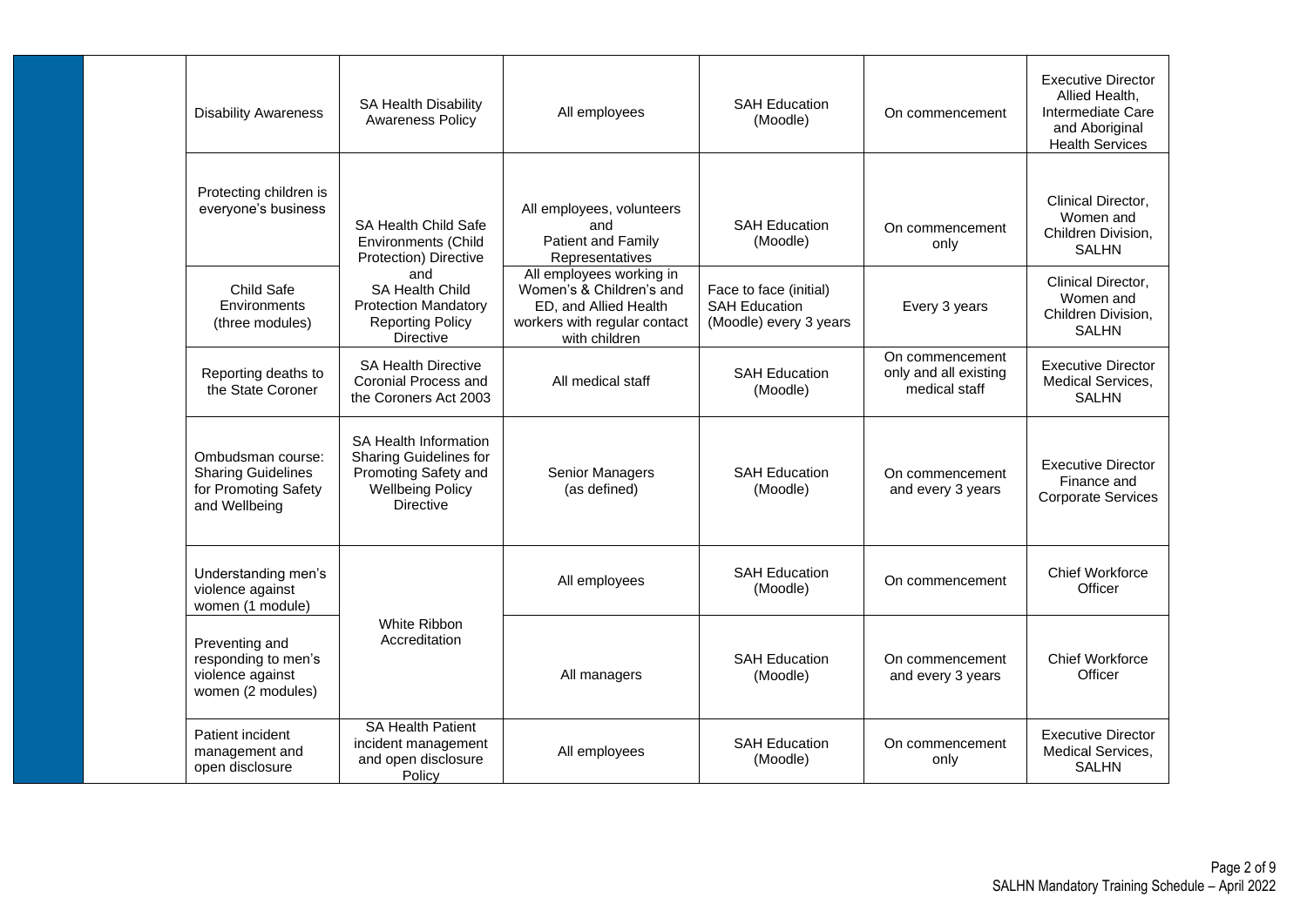| | | | | | | | |
|---|---|---|---|---|---|---|---|
| | | Disability Awareness | SA Health Disability Awareness Policy | All employees | SAH Education (Moodle) | On commencement | Executive Director Allied Health, Intermediate Care and Aboriginal Health Services |
| | | Protecting children is everyone's business | SA Health Child Safe Environments (Child Protection) Directive and SA Health Child Protection Mandatory Reporting Policy Directive | All employees, volunteers and Patient and Family Representatives | SAH Education (Moodle) | On commencement only | Clinical Director, Women and Children Division, SALHN |
| | | Child Safe Environments (three modules) | | All employees working in Women's & Children's and ED, and Allied Health workers with regular contact with children | Face to face (initial) SAH Education (Moodle) every 3 years | Every 3 years | Clinical Director, Women and Children Division, SALHN |
| | | Reporting deaths to the State Coroner | SA Health Directive Coronial Process and the Coroners Act 2003 | All medical staff | SAH Education (Moodle) | On commencement only and all existing medical staff | Executive Director Medical Services, SALHN |
| | | Ombudsman course: Sharing Guidelines for Promoting Safety and Wellbeing | SA Health Information Sharing Guidelines for Promoting Safety and Wellbeing Policy Directive | Senior Managers (as defined) | SAH Education (Moodle) | On commencement and every 3 years | Executive Director Finance and Corporate Services |
| | | Understanding men's violence against women (1 module) | White Ribbon Accreditation | All employees | SAH Education (Moodle) | On commencement | Chief Workforce Officer |
| | | Preventing and responding to men's violence against women (2 modules) | | All managers | SAH Education (Moodle) | On commencement and every 3 years | Chief Workforce Officer |
| | | Patient incident management and open disclosure | SA Health Patient incident management and open disclosure Policy | All employees | SAH Education (Moodle) | On commencement only | Executive Director Medical Services, SALHN |

SALHN Mandatory Training Schedule – April 2022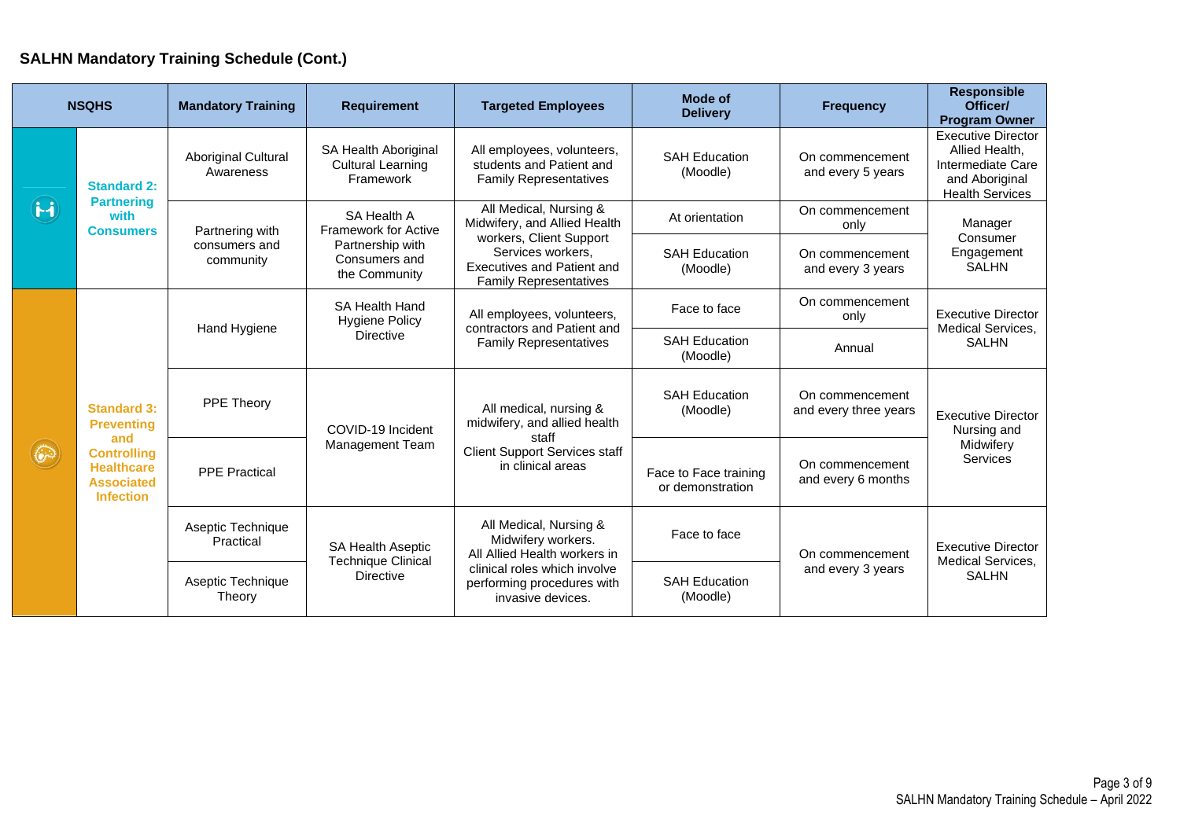## SALHN Mandatory Training Schedule (Cont.)

| NSQHS | Mandatory Training | Requirement | Targeted Employees | Mode of Delivery | Frequency | Responsible Officer/ Program Owner |
|---|---|---|---|---|---|---|
| **Standard 2: Partnering with Consumers** | Aboriginal Cultural Awareness | SA Health Aboriginal Cultural Learning Framework | All employees, volunteers, students and Patient and Family Representatives | SAH Education (Moodle) | On commencement and every 5 years | Executive Director Allied Health, Intermediate Care and Aboriginal Health Services |
| | Partnering with consumers and community | SA Health A Framework for Active Partnership with Consumers and the Community | All Medical, Nursing & Midwifery, and Allied Health workers, Client Support Services workers, Executives and Patient and Family Representatives | At orientation | On commencement only | Manager Consumer Engagement SALHN |
| | | | | SAH Education (Moodle) | On commencement and every 3 years | |
| **Standard 3: Preventing and Controlling Healthcare Associated Infection** | Hand Hygiene | SA Health Hand Hygiene Policy Directive | All employees, volunteers, contractors and Patient and Family Representatives | Face to face | On commencement only | Executive Director Medical Services, SALHN |
| | | | | SAH Education (Moodle) | Annual | |
| | PPE Theory | COVID-19 Incident Management Team | All medical, nursing & midwifery, and allied health staff Client Support Services staff in clinical areas | SAH Education (Moodle) | On commencement and every three years | Executive Director Nursing and Midwifery Services |
| | PPE Practical | | | Face to Face training or demonstration | On commencement and every 6 months | |
| | Aseptic Technique Practical | SA Health Aseptic Technique Clinical Directive | All Medical, Nursing & Midwifery workers. All Allied Health workers in clinical roles which involve performing procedures with invasive devices. | Face to face | On commencement and every 3 years | Executive Director Medical Services, SALHN |
| | Aseptic Technique Theory | | | SAH Education (Moodle) | | |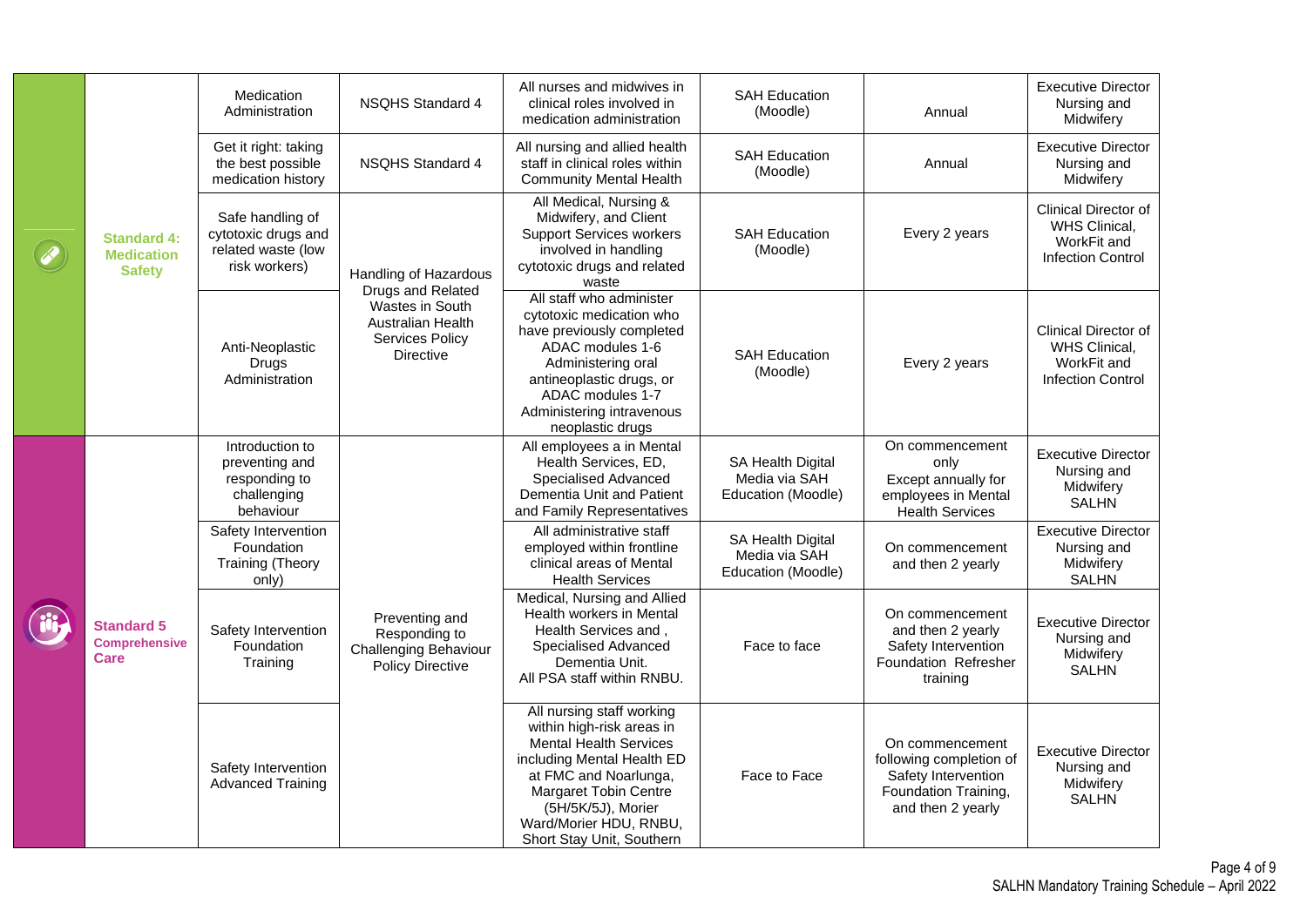| | Standard | Training | Policy | Target Audience | Delivery Method | Frequency | Responsible |
|---|---|---|---|---|---|---|---|
| | Standard 4: Medication Safety | Medication Administration | NSQHS Standard 4 | All nurses and midwives in clinical roles involved in medication administration | SAH Education (Moodle) | Annual | Executive Director Nursing and Midwifery |
| | | Get it right: taking the best possible medication history | NSQHS Standard 4 | All nursing and allied health staff in clinical roles within Community Mental Health | SAH Education (Moodle) | Annual | Executive Director Nursing and Midwifery |
| | | Safe handling of cytotoxic drugs and related waste (low risk workers) | Handling of Hazardous Drugs and Related Wastes in South Australian Health Services Policy Directive | All Medical, Nursing & Midwifery, and Client Support Services workers involved in handling cytotoxic drugs and related waste | SAH Education (Moodle) | Every 2 years | Clinical Director of WHS Clinical, WorkFit and Infection Control |
| | | Anti-Neoplastic Drugs Administration | | All staff who administer cytotoxic medication who have previously completed ADAC modules 1-6 Administering oral antineoplastic drugs, or ADAC modules 1-7 Administering intravenous neoplastic drugs | SAH Education (Moodle) | Every 2 years | Clinical Director of WHS Clinical, WorkFit and Infection Control |
| | Standard 5 Comprehensive Care | Introduction to preventing and responding to challenging behaviour | Preventing and Responding to Challenging Behaviour Policy Directive | All employees a in Mental Health Services, ED, Specialised Advanced Dementia Unit and Patient and Family Representatives | SA Health Digital Media via SAH Education (Moodle) | On commencement only Except annually for employees in Mental Health Services | Executive Director Nursing and Midwifery SALHN |
| | | Safety Intervention Foundation Training (Theory only) | | All administrative staff employed within frontline clinical areas of Mental Health Services | SA Health Digital Media via SAH Education (Moodle) | On commencement and then 2 yearly | Executive Director Nursing and Midwifery SALHN |
| | | Safety Intervention Foundation Training | | Medical, Nursing and Allied Health workers in Mental Health Services and , Specialised Advanced Dementia Unit. All PSA staff within RNBU. | Face to face | On commencement and then 2 yearly Safety Intervention Foundation Refresher training | Executive Director Nursing and Midwifery SALHN |
| | | Safety Intervention Advanced Training | | All nursing staff working within high-risk areas in Mental Health Services including Mental Health ED at FMC and Noarlunga, Margaret Tobin Centre (5H/5K/5J), Morier Ward/Morier HDU, RNBU, Short Stay Unit, Southern | Face to Face | On commencement following completion of Safety Intervention Foundation Training, and then 2 yearly | Executive Director Nursing and Midwifery SALHN |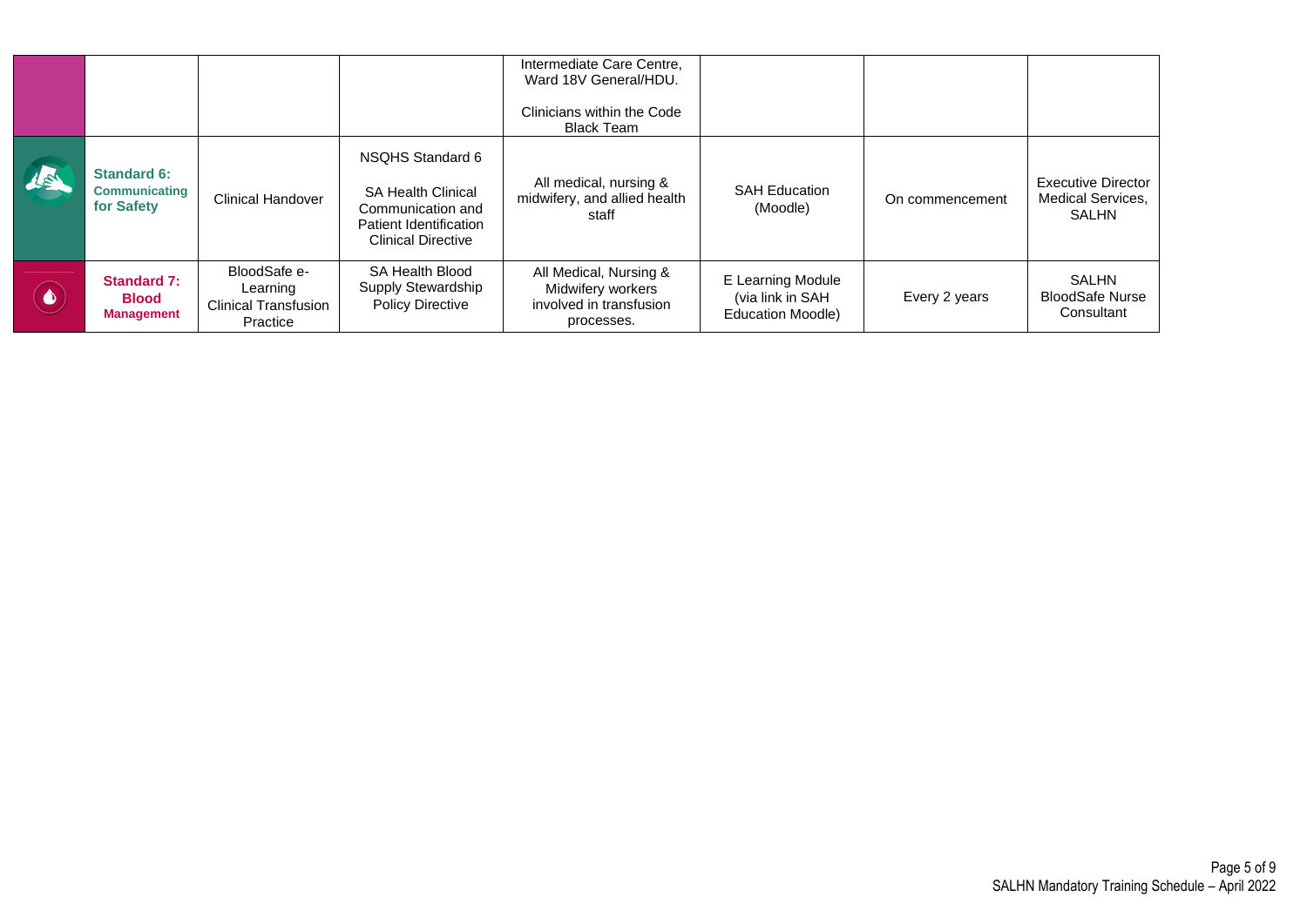| | | | | | | | |
|---|---|---|---|---|---|---|---|
| | | | | Intermediate Care Centre, Ward 18V General/HDU.<br><br>Clinicians within the Code Black Team | | | |
| | **Standard 6: Communicating for Safety** | Clinical Handover | NSQHS Standard 6<br><br>SA Health Clinical Communication and Patient Identification Clinical Directive | All medical, nursing & midwifery, and allied health staff | SAH Education (Moodle) | On commencement | Executive Director Medical Services, SALHN |
| | **Standard 7: Blood Management** | BloodSafe e-Learning Clinical Transfusion Practice | SA Health Blood Supply Stewardship Policy Directive | All Medical, Nursing & Midwifery workers involved in transfusion processes. | E Learning Module (via link in SAH Education Moodle) | Every 2 years | SALHN BloodSafe Nurse Consultant |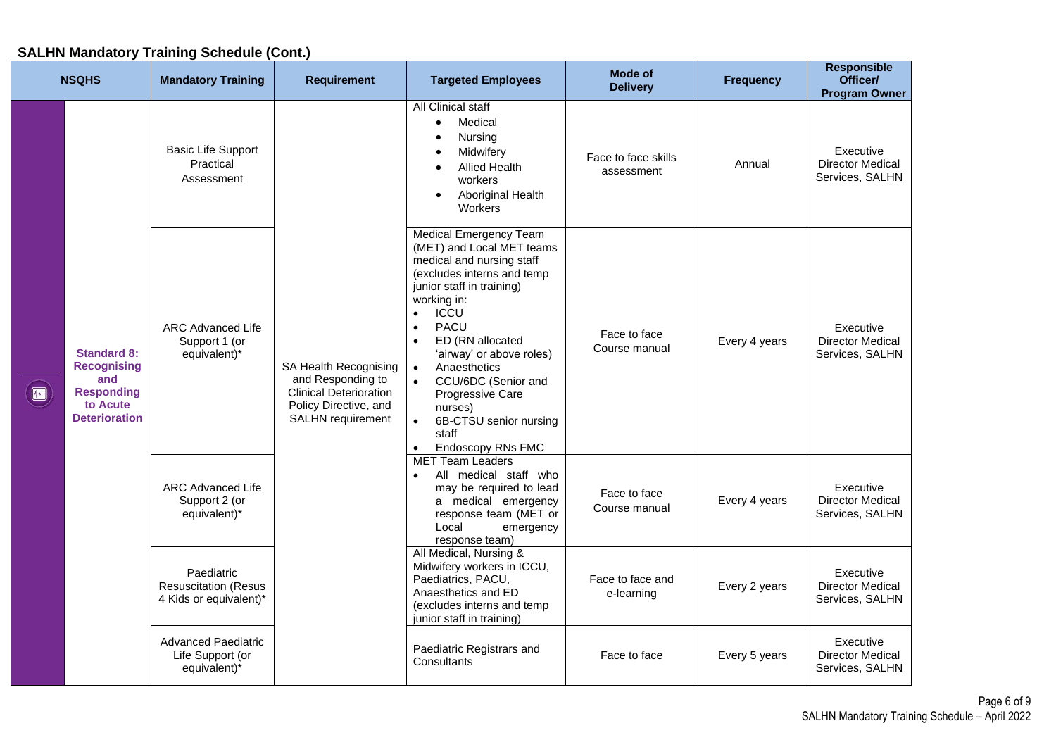## SALHN Mandatory Training Schedule (Cont.)

| NSQHS | Mandatory Training | Requirement | Targeted Employees | Mode of Delivery | Frequency | Responsible Officer/ Program Owner |
|---|---|---|---|---|---|---|
| **Standard 8: Recognising and Responding to Acute Deterioration** | Basic Life Support Practical Assessment | SA Health Recognising and Responding to Clinical Deterioration Policy Directive, and SALHN requirement | All Clinical staff<br>• Medical<br>• Nursing<br>• Midwifery<br>• Allied Health workers<br>• Aboriginal Health Workers | Face to face skills assessment | Annual | Executive Director Medical Services, SALHN |
| | ARC Advanced Life Support 1 (or equivalent)* | | Medical Emergency Team (MET) and Local MET teams medical and nursing staff (excludes interns and temp junior staff in training) working in:<br>• ICCU<br>• PACU<br>• ED (RN allocated 'airway' or above roles)<br>• Anaesthetics<br>• CCU/6DC (Senior and Progressive Care nurses)<br>• 6B-CTSU senior nursing staff<br>• Endoscopy RNs FMC | Face to face Course manual | Every 4 years | Executive Director Medical Services, SALHN |
| | ARC Advanced Life Support 2 (or equivalent)* | | MET Team Leaders<br>• All medical staff who may be required to lead a medical emergency response team (MET or Local emergency response team) | Face to face Course manual | Every 4 years | Executive Director Medical Services, SALHN |
| | Paediatric Resuscitation (Resus 4 Kids or equivalent)* | | All Medical, Nursing & Midwifery workers in ICCU, Paediatrics, PACU, Anaesthetics and ED (excludes interns and temp junior staff in training) | Face to face and e-learning | Every 2 years | Executive Director Medical Services, SALHN |
| | Advanced Paediatric Life Support (or equivalent)* | | Paediatric Registrars and Consultants | Face to face | Every 5 years | Executive Director Medical Services, SALHN |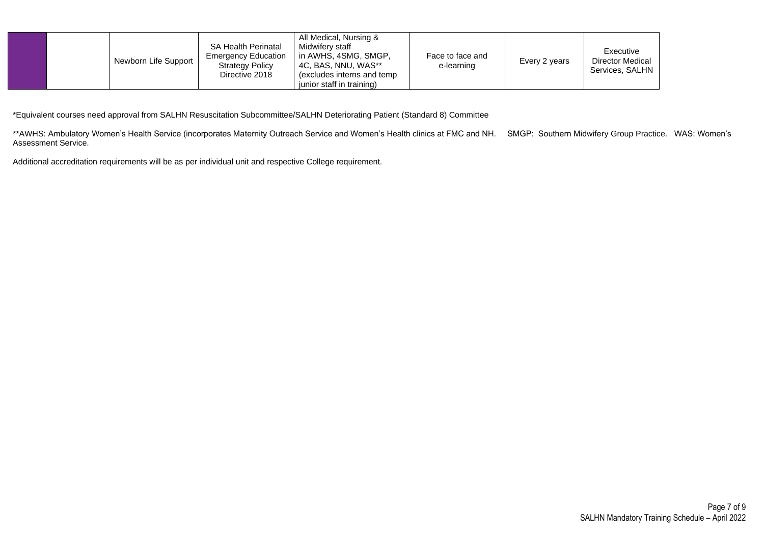|  |  | Newborn Life Support | SA Health Perinatal Emergency Education Strategy Policy Directive 2018 | All Medical, Nursing & Midwifery staff in AWHS, 4SMG, SMGP, 4C, BAS, NNU, WAS** (excludes interns and temp junior staff in training) | Face to face and e-learning | Every 2 years | Executive Director Medical Services, SALHN |
|---|---|---|---|---|---|---|---|

*Equivalent courses need approval from SALHN Resuscitation Subcommittee/SALHN Deteriorating Patient (Standard 8) Committee

**AWHS: Ambulatory Women's Health Service (incorporates Maternity Outreach Service and Women's Health clinics at FMC and NH. SMGP: Southern Midwifery Group Practice. WAS: Women's Assessment Service.

Additional accreditation requirements will be as per individual unit and respective College requirement.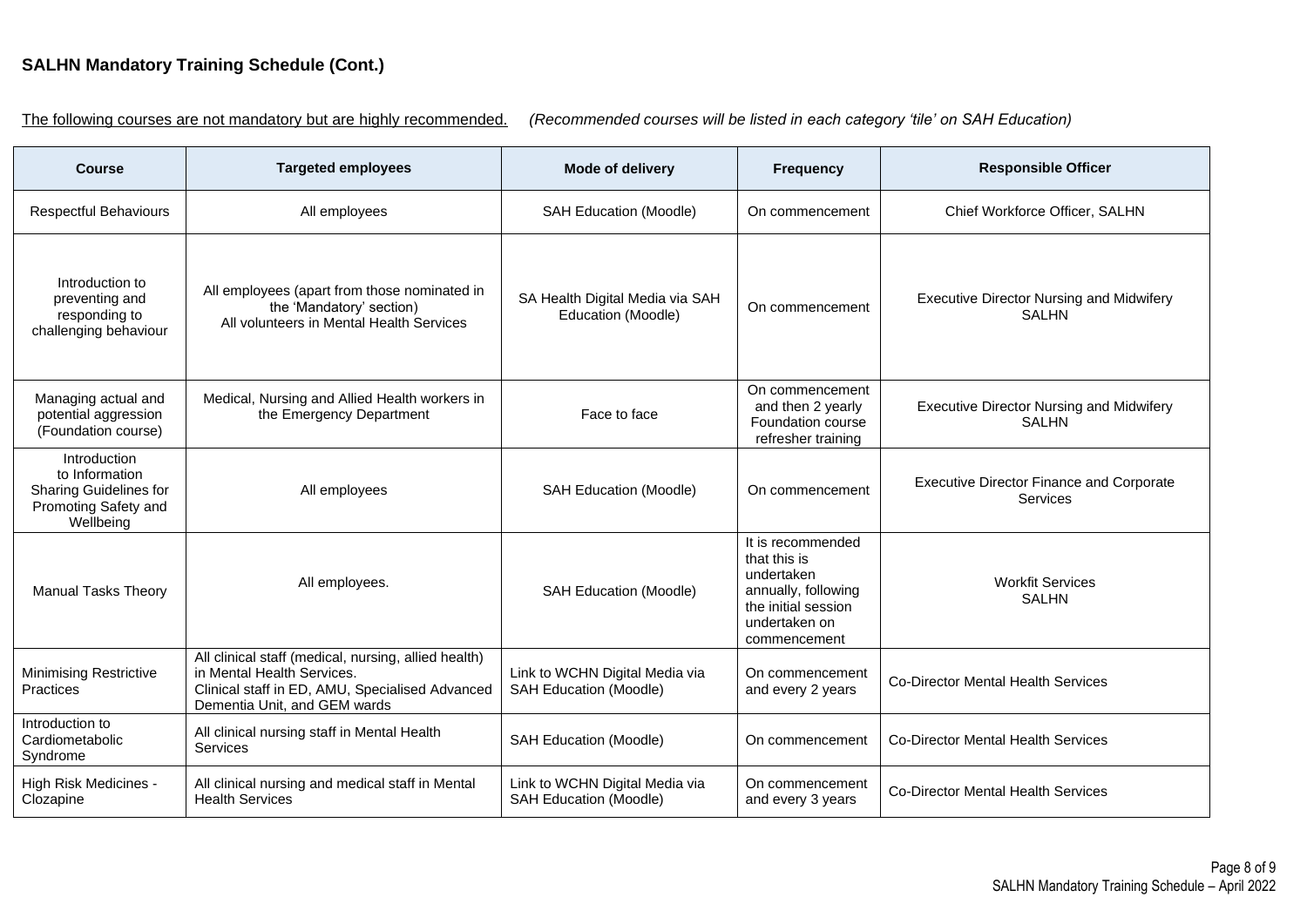## SALHN Mandatory Training Schedule (Cont.)

The following courses are not mandatory but are highly recommended. *(Recommended courses will be listed in each category 'tile' on SAH Education)*

| Course | Targeted employees | Mode of delivery | Frequency | Responsible Officer |
|---|---|---|---|---|
| Respectful Behaviours | All employees | SAH Education (Moodle) | On commencement | Chief Workforce Officer, SALHN |
| Introduction to preventing and responding to challenging behaviour | All employees (apart from those nominated in the 'Mandatory' section)<br>All volunteers in Mental Health Services | SA Health Digital Media via SAH Education (Moodle) | On commencement | Executive Director Nursing and Midwifery SALHN |
| Managing actual and potential aggression (Foundation course) | Medical, Nursing and Allied Health workers in the Emergency Department | Face to face | On commencement and then 2 yearly Foundation course refresher training | Executive Director Nursing and Midwifery SALHN |
| Introduction to Information Sharing Guidelines for Promoting Safety and Wellbeing | All employees | SAH Education (Moodle) | On commencement | Executive Director Finance and Corporate Services |
| Manual Tasks Theory | All employees. | SAH Education (Moodle) | It is recommended that this is undertaken annually, following the initial session undertaken on commencement | Workfit Services SALHN |
| Minimising Restrictive Practices | All clinical staff (medical, nursing, allied health) in Mental Health Services.<br>Clinical staff in ED, AMU, Specialised Advanced Dementia Unit, and GEM wards | Link to WCHN Digital Media via SAH Education (Moodle) | On commencement and every 2 years | Co-Director Mental Health Services |
| Introduction to Cardiometabolic Syndrome | All clinical nursing staff in Mental Health Services | SAH Education (Moodle) | On commencement | Co-Director Mental Health Services |
| High Risk Medicines - Clozapine | All clinical nursing and medical staff in Mental Health Services | Link to WCHN Digital Media via SAH Education (Moodle) | On commencement and every 3 years | Co-Director Mental Health Services |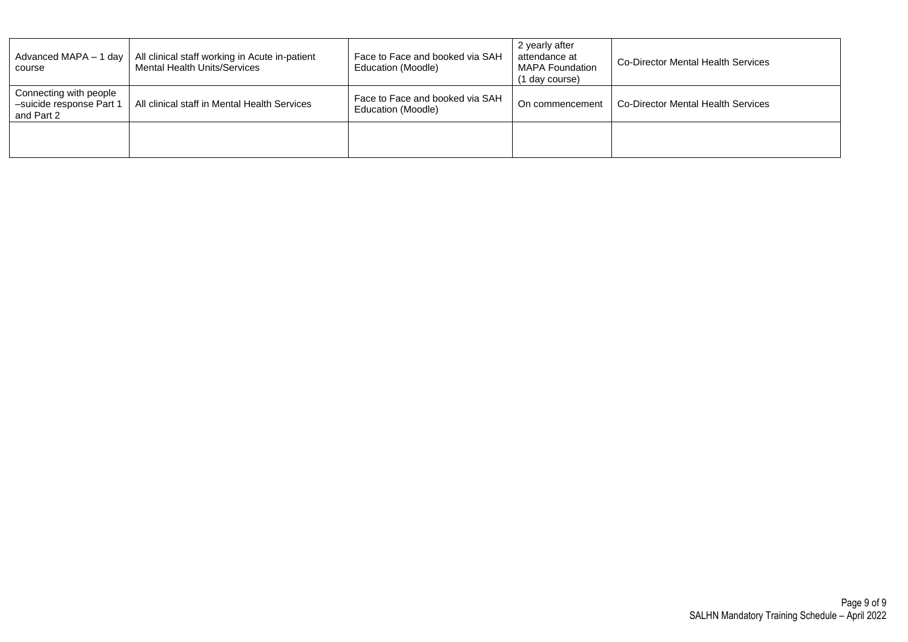| | | | | |
|---|---|---|---|---|
| Advanced MAPA – 1 day course | All clinical staff working in Acute in-patient Mental Health Units/Services | Face to Face and booked via SAH Education (Moodle) | 2 yearly after attendance at MAPA Foundation (1 day course) | Co-Director Mental Health Services |
| Connecting with people –suicide response Part 1 and Part 2 | All clinical staff in Mental Health Services | Face to Face and booked via SAH Education (Moodle) | On commencement | Co-Director Mental Health Services |
| | | | | |